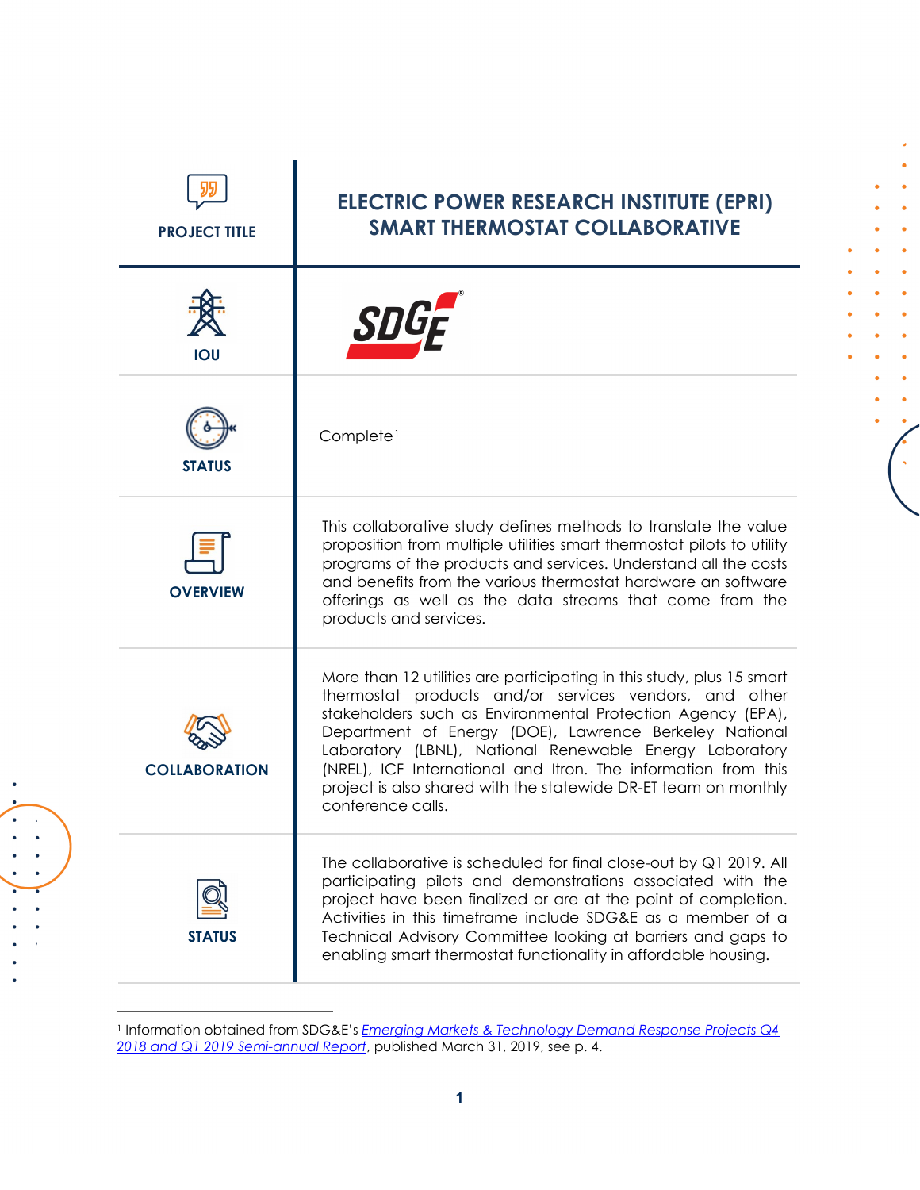| PROJECT TITLE | ELECTRIC POWER RESEARCH INSTITUTE (EPRI) SMART THERMOSTAT COLLABORATIVE |
| --- | --- |
| IOU | SDGE |
| STATUS | Complete[1] |
| OVERVIEW | This collaborative study defines methods to translate the value proposition from multiple utilities smart thermostat pilots to utility programs of the products and services. Understand all the costs and benefits from the various thermostat hardware an software offerings as well as the data streams that come from the products and services. |
| COLLABORATION | More than 12 utilities are participating in this study, plus 15 smart thermostat products and/or services vendors, and other stakeholders such as Environmental Protection Agency (EPA), Department of Energy (DOE), Lawrence Berkeley National Laboratory (LBNL), National Renewable Energy Laboratory (NREL), ICF International and Itron. The information from this project is also shared with the statewide DR-ET team on monthly conference calls. |
| STATUS | The collaborative is scheduled for final close-out by Q1 2019. All participating pilots and demonstrations associated with the project have been finalized or are at the point of completion. Activities in this timeframe include SDG&E as a member of a Technical Advisory Committee looking at barriers and gaps to enabling smart thermostat functionality in affordable housing. |

[1] Information obtained from SDG&E's *Emerging Markets & Technology Demand Response Projects Q4 2018 and Q1 2019 Semi-annual Report*, published March 31, 2019, see p. 4.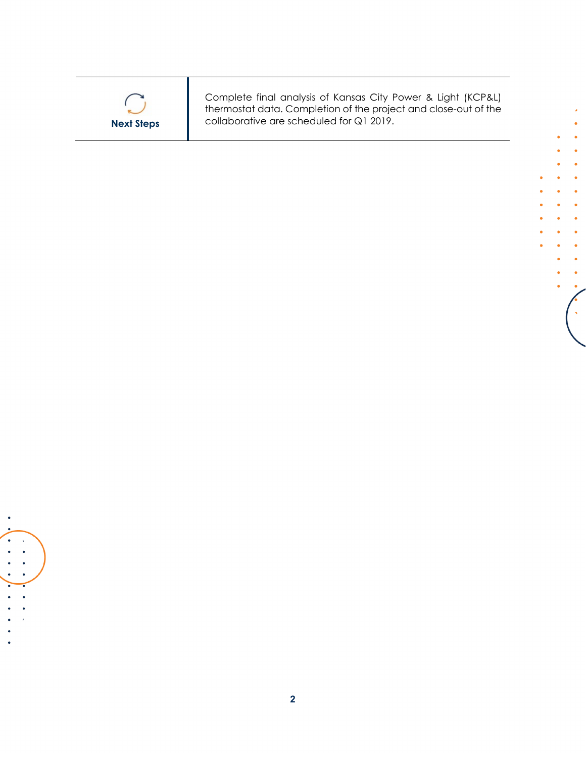| | |
| --- | --- |
| **Next Steps** | Complete final analysis of Kansas City Power & Light (KCP&L) thermostat data. Completion of the project and close-out of the collaborative are scheduled for Q1 2019. |